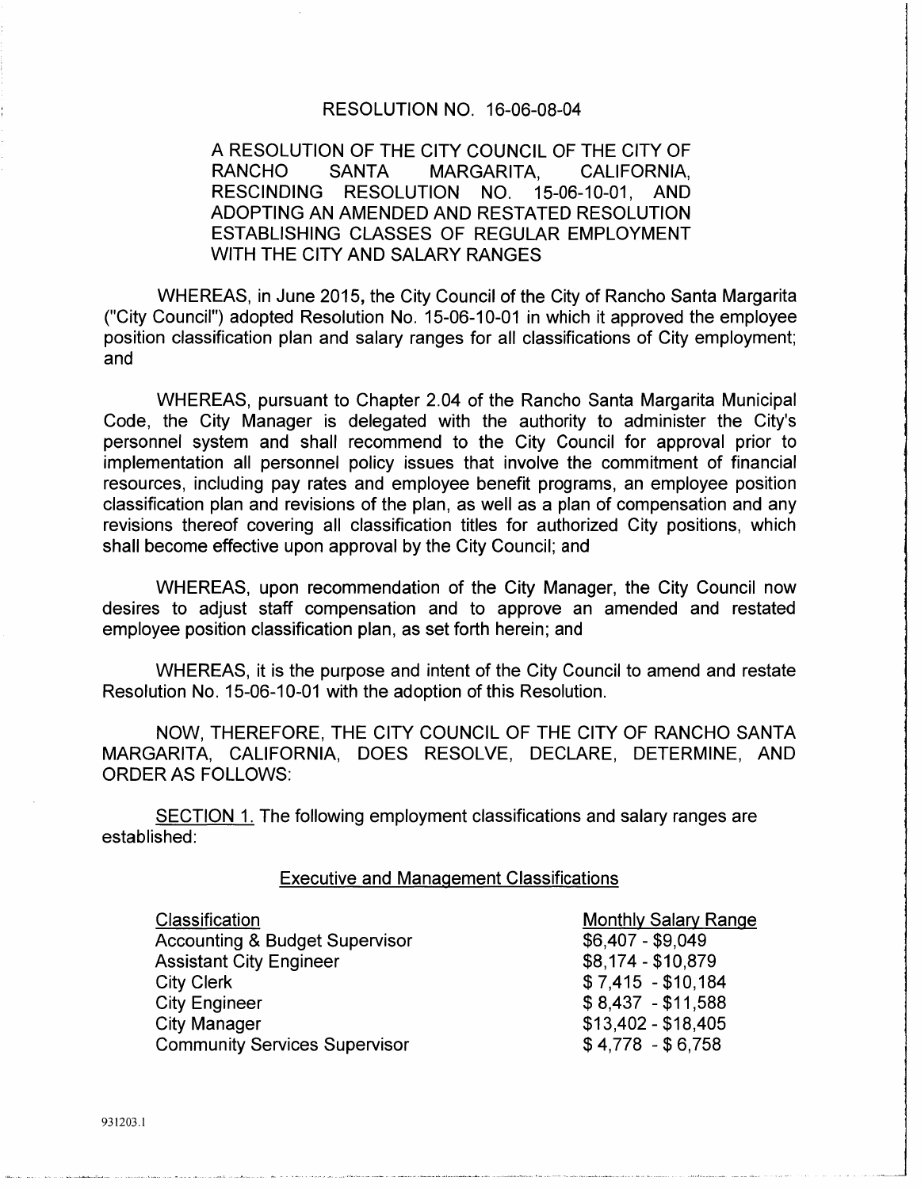# RESOLUTION NO. 16-06-08-04

A RESOLUTION OF THE CITY COUNCIL OF THE CITY OF RANCHO SANTA MARGARITA, CALIFORNIA, RESCINDING RESOLUTION NO. 15-06-10-01, AND ADOPTING AN AMENDED AND RESTATED RESOLUTION ESTABLISHING CLASSES OF REGULAR EMPLOYMENT WITH THE CITY AND SALARY RANGES

WHEREAS, in June 2015, the City Council of the City of Rancho Santa Margarita ("City Council") adopted Resolution No. 15-06-10-01 in which it approved the employee position classification plan and salary ranges for all classifications of City employment; and

WHEREAS, pursuant to Chapter 2.04 of the Rancho Santa Margarita Municipal Code, the City Manager is delegated with the authority to administer the City's personnel system and shall recommend to the City Council for approval prior to implementation all personnel policy issues that involve the commitment of financial resources, including pay rates and employee benefit programs, an employee position classification plan and revisions of the plan, as well as a plan of compensation and any revisions thereof covering all classification titles for authorized City positions, which shall become effective upon approval by the City Council; and

WHEREAS, upon recommendation of the City Manager, the City Council now desires to adjust staff compensation and to approve an amended and restated employee position classification plan, as set forth herein; and

WHEREAS, it is the purpose and intent of the City Council to amend and restate Resolution No. 15-06-10-01 with the adoption of this Resolution.

NOW, THEREFORE, THE CITY COUNCIL OF THE CITY OF RANCHO SANTA MARGARITA, CALIFORNIA, DOES RESOLVE, DECLARE, DETERMINE, AND ORDER AS FOLLOWS:

SECTION 1. The following employment classifications and salary ranges are established:

## Executive and Management Classifications

| Classification | Monthly Salary Range |
|---|---|
| Accounting & Budget Supervisor | $6,407 - $9,049 |
| Assistant City Engineer | $8,174 - $10,879 |
| City Clerk | $ 7,415 - $10,184 |
| City Engineer | $ 8,437 - $11,588 |
| City Manager | $13,402 - $18,405 |
| Community Services Supervisor | $ 4,778 - $ 6,758 |

931203.1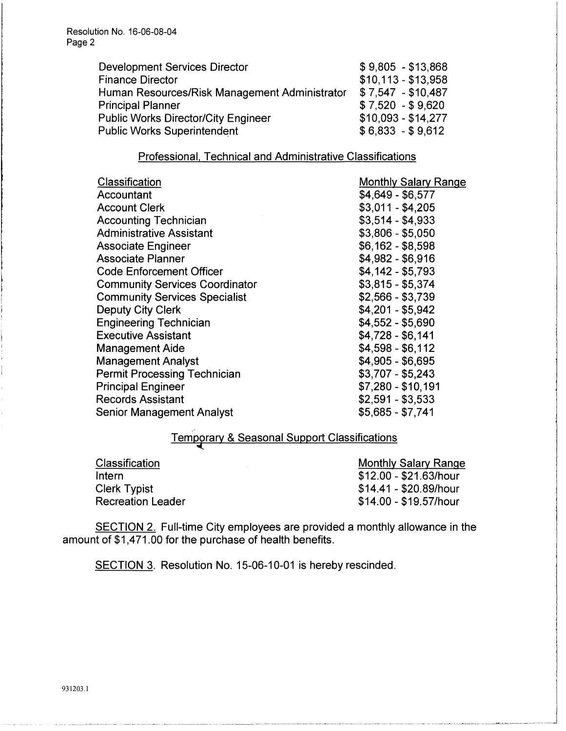| | |
|---|---|
| Development Services Director | $9,805 - $13,868 |
| Finance Director | $10,113 - $13,958 |
| Human Resources/Risk Management Administrator | $7,547 - $10,487 |
| Principal Planner | $7,520 - $9,620 |
| Public Works Director/City Engineer | $10,093 - $14,277 |
| Public Works Superintendent | $6,833 - $9,612 |

## Professional, Technical and Administrative Classifications

| Classification | Monthly Salary Range |
|---|---|
| Accountant | $4,649 - $6,577 |
| Account Clerk | $3,011 - $4,205 |
| Accounting Technician | $3,514 - $4,933 |
| Administrative Assistant | $3,806 - $5,050 |
| Associate Engineer | $6,162 - $8,598 |
| Associate Planner | $4,982 - $6,916 |
| Code Enforcement Officer | $4,142 - $5,793 |
| Community Services Coordinator | $3,815 - $5,374 |
| Community Services Specialist | $2,566 - $3,739 |
| Deputy City Clerk | $4,201 - $5,942 |
| Engineering Technician | $4,552 - $5,690 |
| Executive Assistant | $4,728 - $6,141 |
| Management Aide | $4,598 - $6,112 |
| Management Analyst | $4,905 - $6,695 |
| Permit Processing Technician | $3,707 - $5,243 |
| Principal Engineer | $7,280 - $10,191 |
| Records Assistant | $2,591 - $3,533 |
| Senior Management Analyst | $5,685 - $7,741 |

## Temporary & Seasonal Support Classifications

| Classification | Monthly Salary Range |
|---|---|
| Intern | $12.00 - $21.63/hour |
| Clerk Typist | $14.41 - $20.89/hour |
| Recreation Leader | $14.00 - $19.57/hour |

SECTION 2. Full-time City employees are provided a monthly allowance in the amount of $1,471.00 for the purchase of health benefits.

SECTION 3. Resolution No. 15-06-10-01 is hereby rescinded.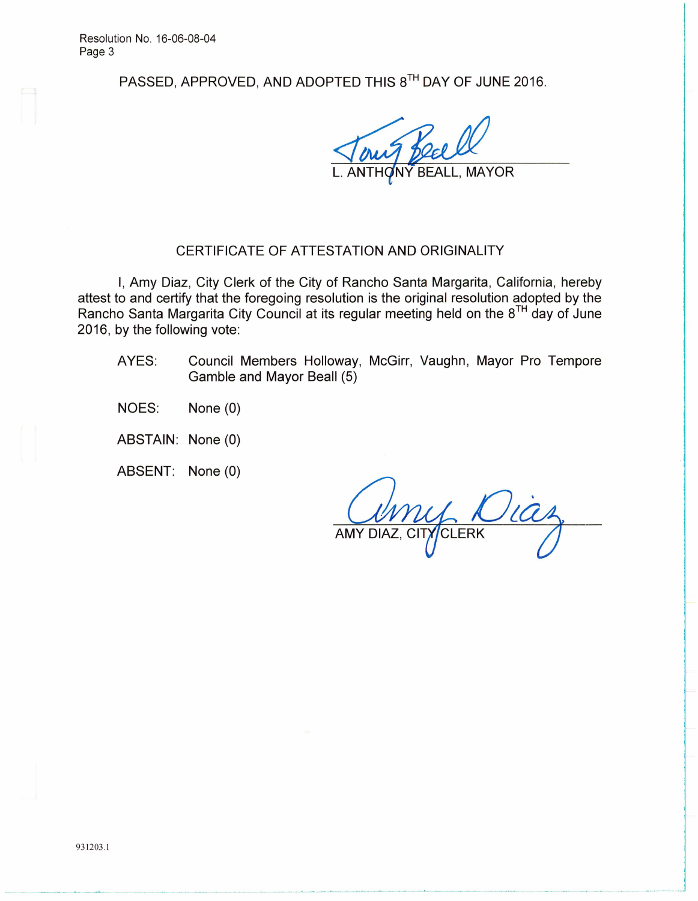PASSED, APPROVED, AND ADOPTED THIS 8TH DAY OF JUNE 2016.

L. ANTHONY BEALL, MAYOR

## CERTIFICATE OF ATTESTATION AND ORIGINALITY

I, Amy Diaz, City Clerk of the City of Rancho Santa Margarita, California, hereby attest to and certify that the foregoing resolution is the original resolution adopted by the Rancho Santa Margarita City Council at its regular meeting held on the 8TH day of June 2016, by the following vote:

AYES: Council Members Holloway, McGirr, Vaughn, Mayor Pro Tempore Gamble and Mayor Beall (5)

NOES: None (0)

ABSTAIN: None (0)

ABSENT: None (0)

AMY DIAZ, CITY CLERK

931203.1